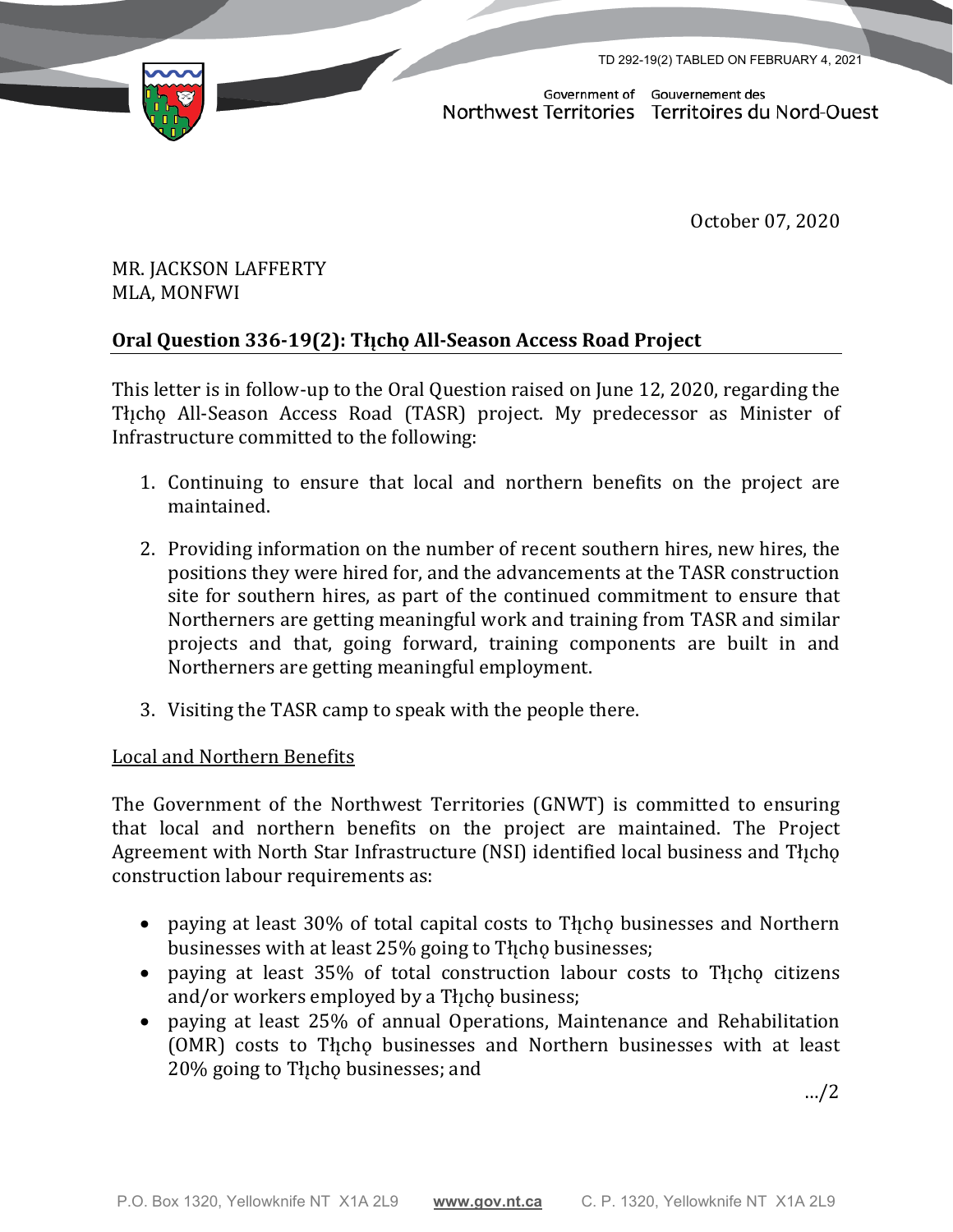TD 292-19(2) TABLED ON FEBRUARY 4, 2021

Government of Northwest Territories Gouvernement des Territoires du Nord-Ouest

October 07, 2020

MR. JACKSON LAFFERTY
MLA, MONFWI

**Oral Question 336-19(2): Tłįchǫ All-Season Access Road Project**

This letter is in follow-up to the Oral Question raised on June 12, 2020, regarding the Tłįchǫ All-Season Access Road (TASR) project. My predecessor as Minister of Infrastructure committed to the following:

1. Continuing to ensure that local and northern benefits on the project are maintained.

2. Providing information on the number of recent southern hires, new hires, the positions they were hired for, and the advancements at the TASR construction site for southern hires, as part of the continued commitment to ensure that Northerners are getting meaningful work and training from TASR and similar projects and that, going forward, training components are built in and Northerners are getting meaningful employment.

3. Visiting the TASR camp to speak with the people there.

Local and Northern Benefits

The Government of the Northwest Territories (GNWT) is committed to ensuring that local and northern benefits on the project are maintained. The Project Agreement with North Star Infrastructure (NSI) identified local business and Tłįchǫ construction labour requirements as:

- paying at least 30% of total capital costs to Tłįchǫ businesses and Northern businesses with at least 25% going to Tłįchǫ businesses;
- paying at least 35% of total construction labour costs to Tłįchǫ citizens and/or workers employed by a Tłįchǫ business;
- paying at least 25% of annual Operations, Maintenance and Rehabilitation (OMR) costs to Tłįchǫ businesses and Northern businesses with at least 20% going to Tłįchǫ businesses; and

…/2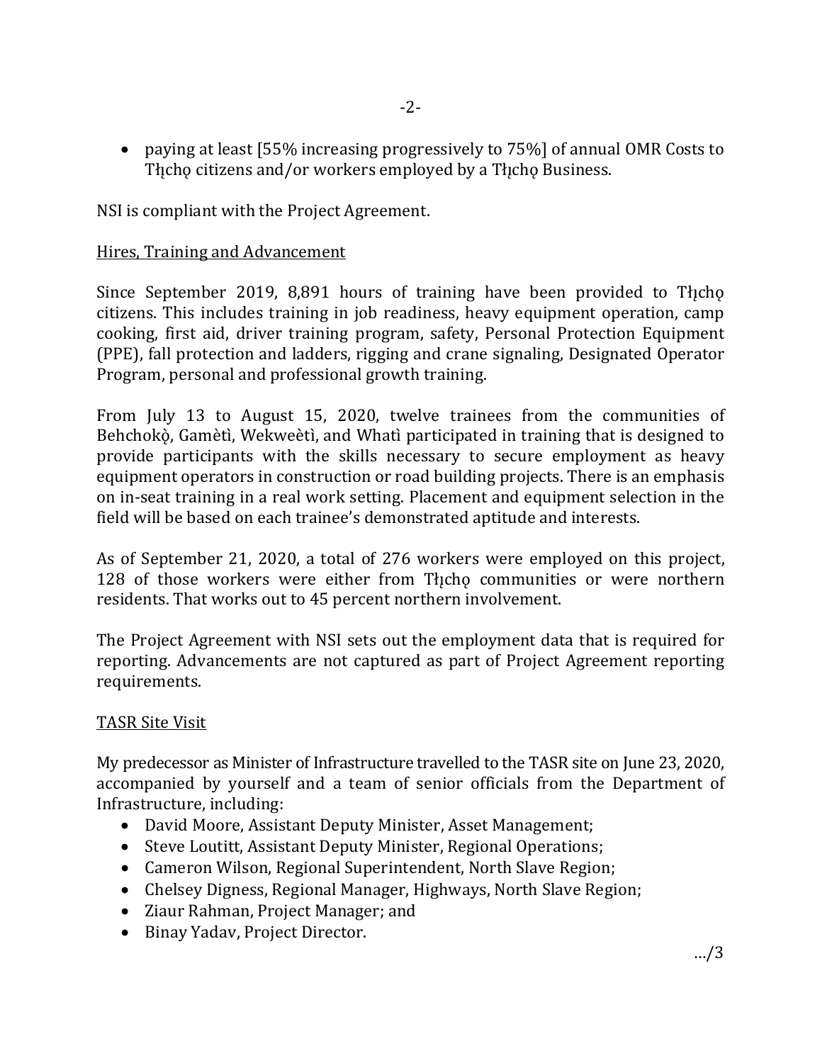- paying at least [55% increasing progressively to 75%] of annual OMR Costs to Tłı̨chǫ citizens and/or workers employed by a Tłı̨chǫ Business.

NSI is compliant with the Project Agreement.

Hires, Training and Advancement

Since September 2019, 8,891 hours of training have been provided to Tłı̨chǫ citizens. This includes training in job readiness, heavy equipment operation, camp cooking, first aid, driver training program, safety, Personal Protection Equipment (PPE), fall protection and ladders, rigging and crane signaling, Designated Operator Program, personal and professional growth training.

From July 13 to August 15, 2020, twelve trainees from the communities of Behchokǫ̀, Gamètì, Wekweètì, and Whatì participated in training that is designed to provide participants with the skills necessary to secure employment as heavy equipment operators in construction or road building projects. There is an emphasis on in-seat training in a real work setting. Placement and equipment selection in the field will be based on each trainee's demonstrated aptitude and interests.

As of September 21, 2020, a total of 276 workers were employed on this project, 128 of those workers were either from Tłı̨chǫ communities or were northern residents. That works out to 45 percent northern involvement.

The Project Agreement with NSI sets out the employment data that is required for reporting. Advancements are not captured as part of Project Agreement reporting requirements.

TASR Site Visit

My predecessor as Minister of Infrastructure travelled to the TASR site on June 23, 2020, accompanied by yourself and a team of senior officials from the Department of Infrastructure, including:

- David Moore, Assistant Deputy Minister, Asset Management;
- Steve Loutitt, Assistant Deputy Minister, Regional Operations;
- Cameron Wilson, Regional Superintendent, North Slave Region;
- Chelsey Digness, Regional Manager, Highways, North Slave Region;
- Ziaur Rahman, Project Manager; and
- Binay Yadav, Project Director.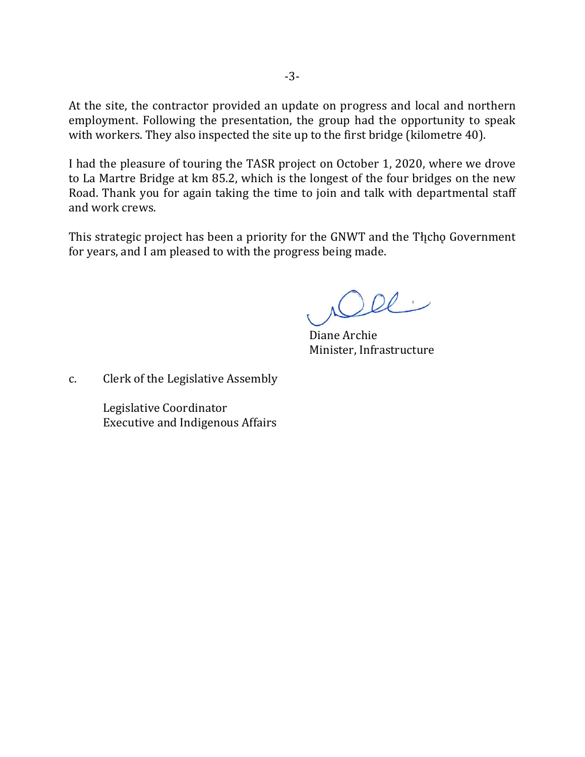At the site, the contractor provided an update on progress and local and northern employment. Following the presentation, the group had the opportunity to speak with workers. They also inspected the site up to the first bridge (kilometre 40).

I had the pleasure of touring the TASR project on October 1, 2020, where we drove to La Martre Bridge at km 85.2, which is the longest of the four bridges on the new Road. Thank you for again taking the time to join and talk with departmental staff and work crews.

This strategic project has been a priority for the GNWT and the Tłı̨chǫ Government for years, and I am pleased to with the progress being made.

Diane Archie
Minister, Infrastructure

c. Clerk of the Legislative Assembly

Legislative Coordinator
Executive and Indigenous Affairs